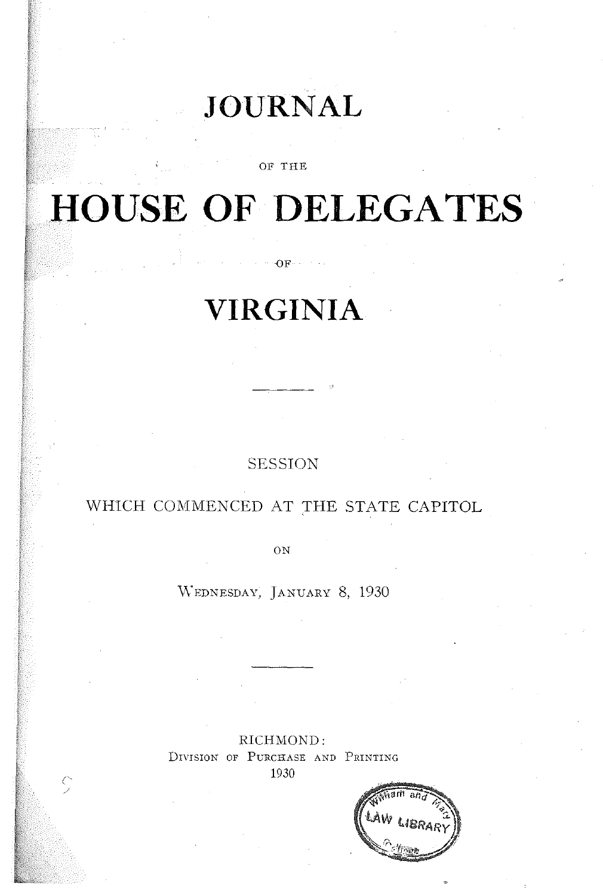# JOURNAL

OF THE

# HOUSE OF DELEGATES

OF

# VIRGINIA

---

SESSION

WHICH COMMENCED AT THE STATE CAPITOL

ON

WEDNESDAY, JANUARY 8, 1930

---

RICHMOND:
DIVISION OF PURCHASE AND PRINTING
1930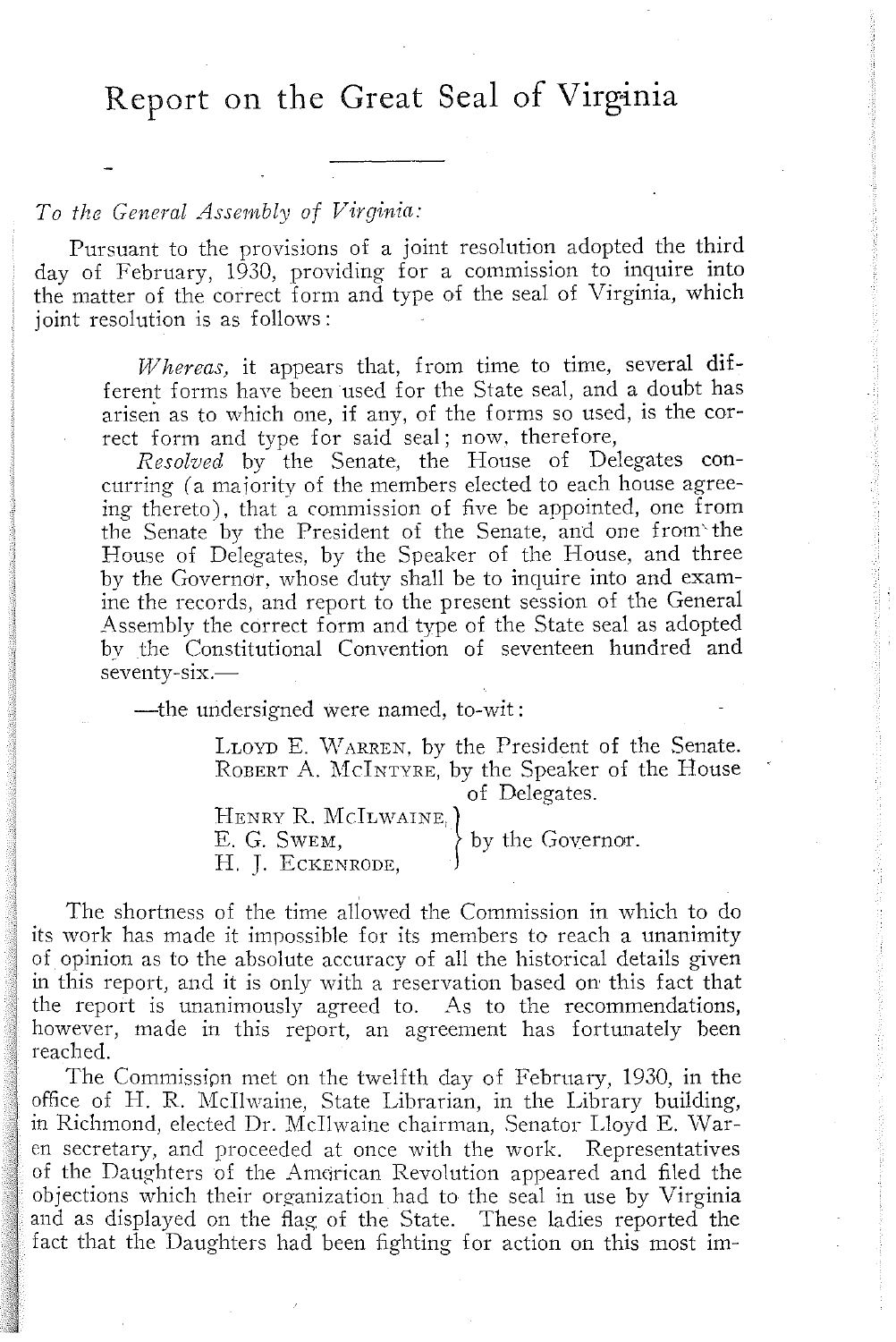# Report on the Great Seal of Virginia

*To the General Assembly of Virginia:*

Pursuant to the provisions of a joint resolution adopted the third day of February, 1930, providing for a commission to inquire into the matter of the correct form and type of the seal of Virginia, which joint resolution is as follows:

> *Whereas,* it appears that, from time to time, several different forms have been used for the State seal, and a doubt has arisen as to which one, if any, of the forms so used, is the correct form and type for said seal; now, therefore,
>
> *Resolved* by the Senate, the House of Delegates concurring (a majority of the members elected to each house agreeing thereto), that a commission of five be appointed, one from the Senate by the President of the Senate, and one from the House of Delegates, by the Speaker of the House, and three by the Governor, whose duty shall be to inquire into and examine the records, and report to the present session of the General Assembly the correct form and type of the State seal as adopted by the Constitutional Convention of seventeen hundred and seventy-six.—

—the undersigned were named, to-wit:

LLOYD E. WARREN, by the President of the Senate.
ROBERT A. MCINTYRE, by the Speaker of the House of Delegates.
HENRY R. MCILWAINE, E. G. SWEM, H. J. ECKENRODE, by the Governor.

The shortness of the time allowed the Commission in which to do its work has made it impossible for its members to reach a unanimity of opinion as to the absolute accuracy of all the historical details given in this report, and it is only with a reservation based on this fact that the report is unanimously agreed to. As to the recommendations, however, made in this report, an agreement has fortunately been reached.

The Commission met on the twelfth day of February, 1930, in the office of H. R. McIlwaine, State Librarian, in the Library building, in Richmond, elected Dr. McIlwaine chairman, Senator Lloyd E. Waren secretary, and proceeded at once with the work. Representatives of the Daughters of the American Revolution appeared and filed the objections which their organization had to the seal in use by Virginia and as displayed on the flag of the State. These ladies reported the fact that the Daughters had been fighting for action on this most im-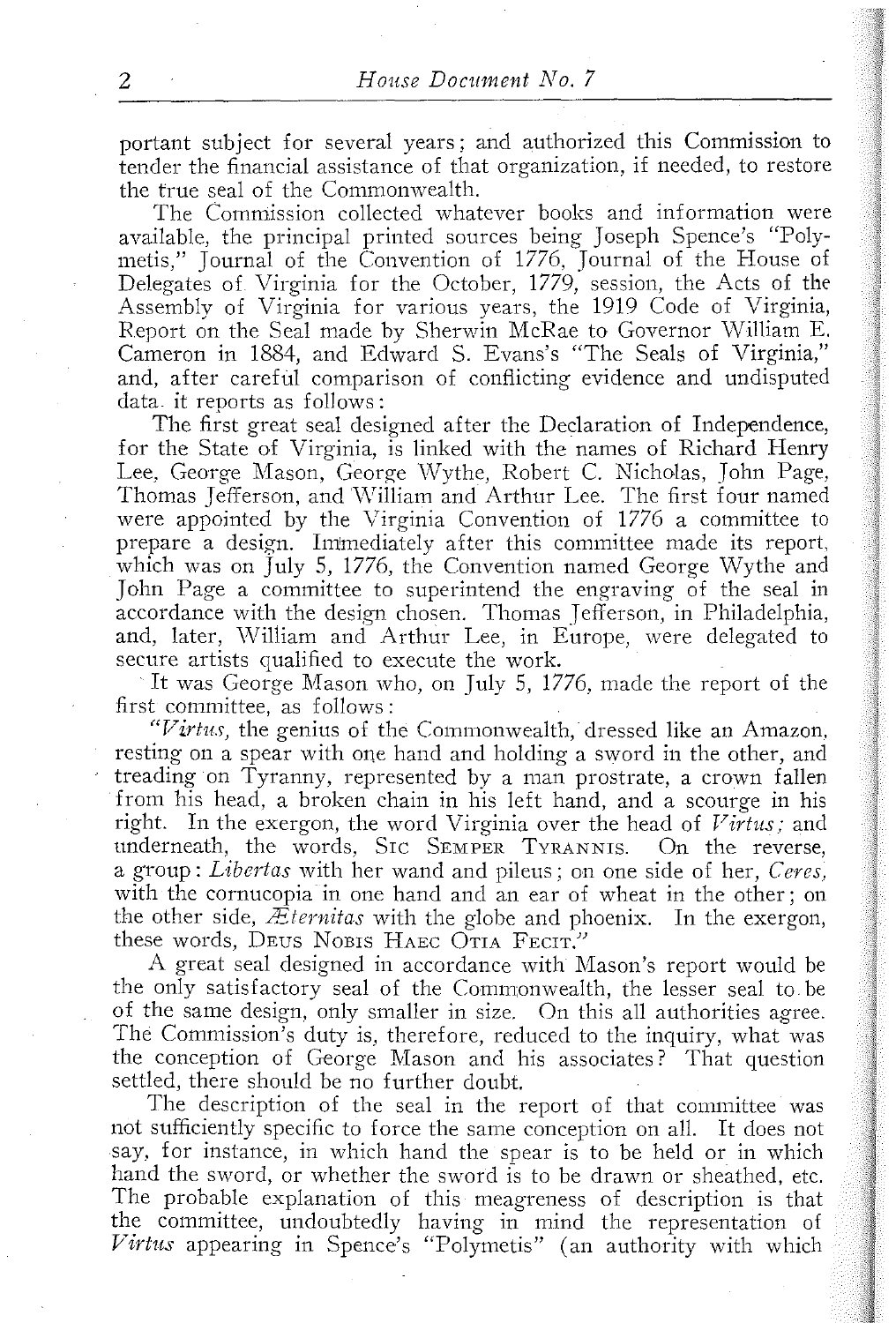portant subject for several years; and authorized this Commission to tender the financial assistance of that organization, if needed, to restore the true seal of the Commonwealth.

The Commission collected whatever books and information were available, the principal printed sources being Joseph Spence's "Polymetis," Journal of the Convention of 1776, Journal of the House of Delegates of Virginia for the October, 1779, session, the Acts of the Assembly of Virginia for various years, the 1919 Code of Virginia, Report on the Seal made by Sherwin McRae to Governor William E. Cameron in 1884, and Edward S. Evans's "The Seals of Virginia," and, after careful comparison of conflicting evidence and undisputed data. it reports as follows:

The first great seal designed after the Declaration of Independence, for the State of Virginia, is linked with the names of Richard Henry Lee, George Mason, George Wythe, Robert C. Nicholas, John Page, Thomas Jefferson, and William and Arthur Lee. The first four named were appointed by the Virginia Convention of 1776 a committee to prepare a design. Immediately after this committee made its report, which was on July 5, 1776, the Convention named George Wythe and John Page a committee to superintend the engraving of the seal in accordance with the design chosen. Thomas Jefferson, in Philadelphia, and, later, William and Arthur Lee, in Europe, were delegated to secure artists qualified to execute the work.

It was George Mason who, on July 5, 1776, made the report of the first committee, as follows:

"*Virtus,* the genius of the Commonwealth, dressed like an Amazon, resting on a spear with one hand and holding a sword in the other, and treading on Tyranny, represented by a man prostrate, a crown fallen from his head, a broken chain in his left hand, and a scourge in his right. In the exergon, the word Virginia over the head of *Virtus;* and underneath, the words, Sic Semper Tyrannis. On the reverse, a group: *Libertas* with her wand and pileus; on one side of her, *Ceres,* with the cornucopia in one hand and an ear of wheat in the other; on the other side, *Æternitas* with the globe and phoenix. In the exergon, these words, Deus Nobis Haec Otia Fecit."

A great seal designed in accordance with Mason's report would be the only satisfactory seal of the Commonwealth, the lesser seal to be of the same design, only smaller in size. On this all authorities agree. The Commission's duty is, therefore, reduced to the inquiry, what was the conception of George Mason and his associates? That question settled, there should be no further doubt.

The description of the seal in the report of that committee was not sufficiently specific to force the same conception on all. It does not say, for instance, in which hand the spear is to be held or in which hand the sword, or whether the sword is to be drawn or sheathed, etc. The probable explanation of this meagreness of description is that the committee, undoubtedly having in mind the representation of *Virtus* appearing in Spence's "Polymetis" (an authority with which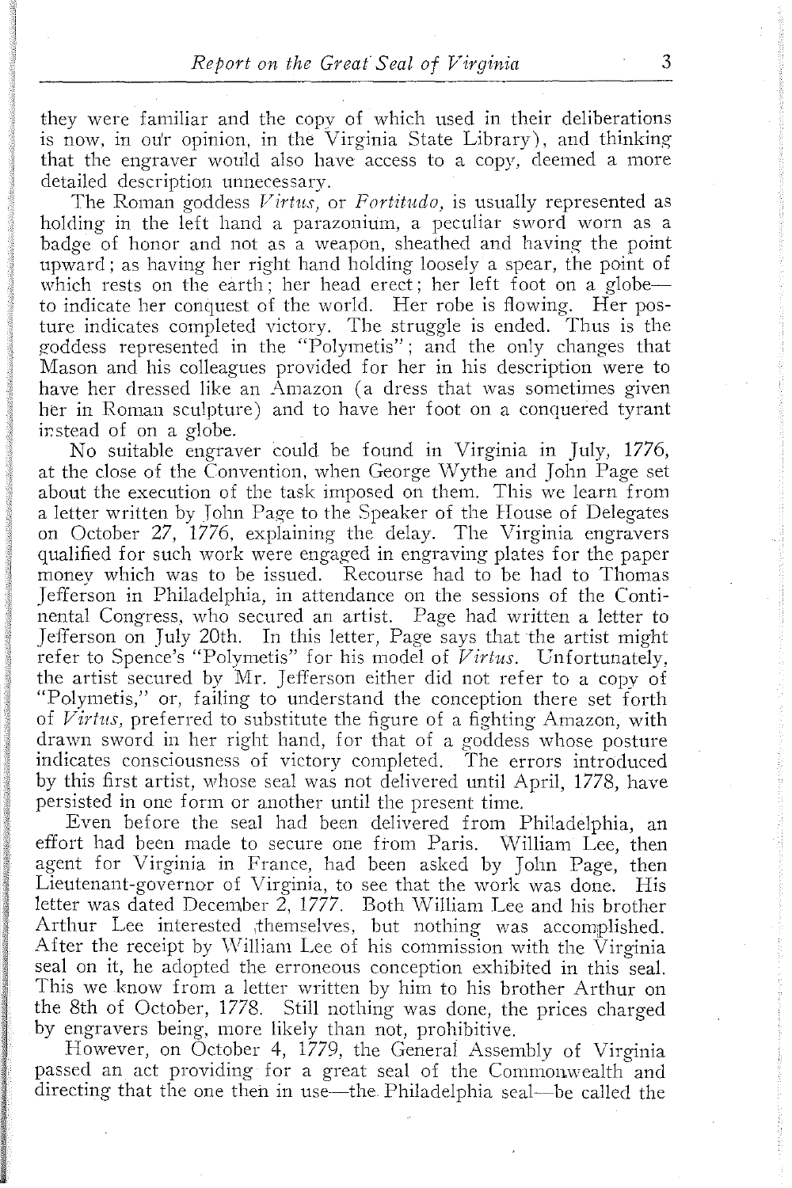they were familiar and the copy of which used in their deliberations is now, in our opinion, in the Virginia State Library), and thinking that the engraver would also have access to a copy, deemed a more detailed description unnecessary.

The Roman goddess *Virtus*, or *Fortitudo*, is usually represented as holding in the left hand a parazonium, a peculiar sword worn as a badge of honor and not as a weapon, sheathed and having the point upward; as having her right hand holding loosely a spear, the point of which rests on the earth; her head erect; her left foot on a globe—to indicate her conquest of the world. Her robe is flowing. Her posture indicates completed victory. The struggle is ended. Thus is the goddess represented in the "Polymetis"; and the only changes that Mason and his colleagues provided for her in his description were to have her dressed like an Amazon (a dress that was sometimes given her in Roman sculpture) and to have her foot on a conquered tyrant instead of on a globe.

No suitable engraver could be found in Virginia in July, 1776, at the close of the Convention, when George Wythe and John Page set about the execution of the task imposed on them. This we learn from a letter written by John Page to the Speaker of the House of Delegates on October 27, 1776, explaining the delay. The Virginia engravers qualified for such work were engaged in engraving plates for the paper money which was to be issued. Recourse had to be had to Thomas Jefferson in Philadelphia, in attendance on the sessions of the Continental Congress, who secured an artist. Page had written a letter to Jefferson on July 20th. In this letter, Page says that the artist might refer to Spence's "Polymetis" for his model of *Virtus*. Unfortunately, the artist secured by Mr. Jefferson either did not refer to a copy of "Polymetis," or, failing to understand the conception there set forth of *Virtus*, preferred to substitute the figure of a fighting Amazon, with drawn sword in her right hand, for that of a goddess whose posture indicates consciousness of victory completed. The errors introduced by this first artist, whose seal was not delivered until April, 1778, have persisted in one form or another until the present time.

Even before the seal had been delivered from Philadelphia, an effort had been made to secure one from Paris. William Lee, then agent for Virginia in France, had been asked by John Page, then Lieutenant-governor of Virginia, to see that the work was done. His letter was dated December 2, 1777. Both William Lee and his brother Arthur Lee interested themselves, but nothing was accomplished. After the receipt by William Lee of his commission with the Virginia seal on it, he adopted the erroneous conception exhibited in this seal. This we know from a letter written by him to his brother Arthur on the 8th of October, 1778. Still nothing was done, the prices charged by engravers being, more likely than not, prohibitive.

However, on October 4, 1779, the General Assembly of Virginia passed an act providing for a great seal of the Commonwealth and directing that the one then in use—the Philadelphia seal—be called the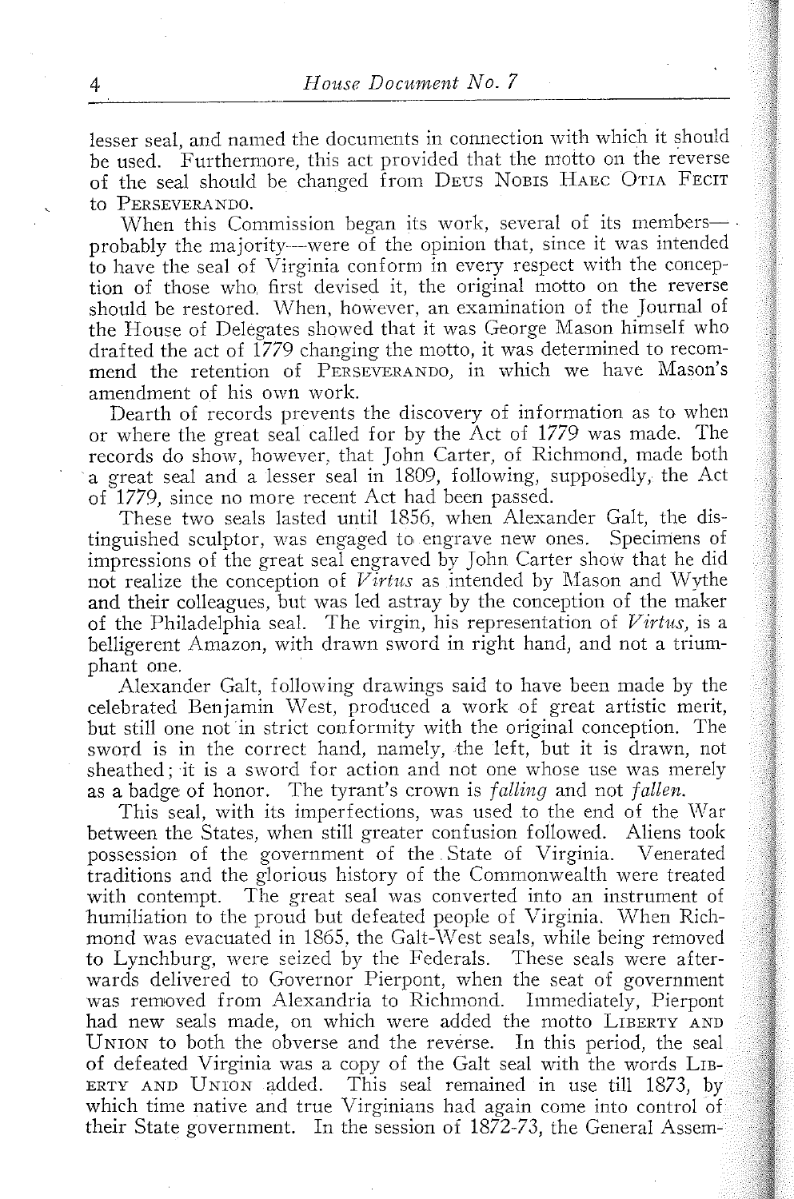lesser seal, and named the documents in connection with which it should be used. Furthermore, this act provided that the motto on the reverse of the seal should be changed from Deus Nobis Haec Otia Fecit to Perseverando.

When this Commission began its work, several of its members—probably the majority—were of the opinion that, since it was intended to have the seal of Virginia conform in every respect with the conception of those who first devised it, the original motto on the reverse should be restored. When, however, an examination of the Journal of the House of Delegates showed that it was George Mason himself who drafted the act of 1779 changing the motto, it was determined to recommend the retention of Perseverando, in which we have Mason's amendment of his own work.

Dearth of records prevents the discovery of information as to when or where the great seal called for by the Act of 1779 was made. The records do show, however, that John Carter, of Richmond, made both a great seal and a lesser seal in 1809, following, supposedly, the Act of 1779, since no more recent Act had been passed.

These two seals lasted until 1856, when Alexander Galt, the distinguished sculptor, was engaged to engrave new ones. Specimens of impressions of the great seal engraved by John Carter show that he did not realize the conception of *Virtus* as intended by Mason and Wythe and their colleagues, but was led astray by the conception of the maker of the Philadelphia seal. The virgin, his representation of *Virtus*, is a belligerent Amazon, with drawn sword in right hand, and not a triumphant one.

Alexander Galt, following drawings said to have been made by the celebrated Benjamin West, produced a work of great artistic merit, but still one not in strict conformity with the original conception. The sword is in the correct hand, namely, the left, but it is drawn, not sheathed; it is a sword for action and not one whose use was merely as a badge of honor. The tyrant's crown is *falling* and not *fallen*.

This seal, with its imperfections, was used to the end of the War between the States, when still greater confusion followed. Aliens took possession of the government of the State of Virginia. Venerated traditions and the glorious history of the Commonwealth were treated with contempt. The great seal was converted into an instrument of humiliation to the proud but defeated people of Virginia. When Richmond was evacuated in 1865, the Galt-West seals, while being removed to Lynchburg, were seized by the Federals. These seals were afterwards delivered to Governor Pierpont, when the seat of government was removed from Alexandria to Richmond. Immediately, Pierpont had new seals made, on which were added the motto Liberty and Union to both the obverse and the reverse. In this period, the seal of defeated Virginia was a copy of the Galt seal with the words Liberty and Union added. This seal remained in use till 1873, by which time native and true Virginians had again come into control of their State government. In the session of 1872-73, the General Assem-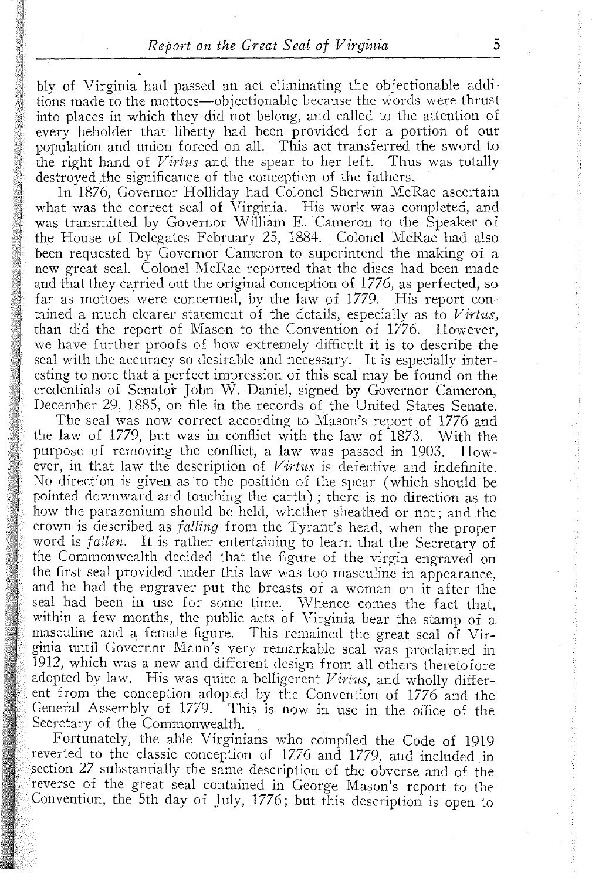bly of Virginia had passed an act eliminating the objectionable additions made to the mottoes—objectionable because the words were thrust into places in which they did not belong, and called to the attention of every beholder that liberty had been provided for a portion of our population and union forced on all. This act transferred the sword to the right hand of *Virtus* and the spear to her left. Thus was totally destroyed the significance of the conception of the fathers.

In 1876, Governor Holliday had Colonel Sherwin McRae ascertain what was the correct seal of Virginia. His work was completed, and was transmitted by Governor William E. Cameron to the Speaker of the House of Delegates February 25, 1884. Colonel McRae had also been requested by Governor Cameron to superintend the making of a new great seal. Colonel McRae reported that the discs had been made and that they carried out the original conception of 1776, as perfected, so far as mottoes were concerned, by the law of 1779. His report contained a much clearer statement of the details, especially as to *Virtus,* than did the report of Mason to the Convention of 1776. However, we have further proofs of how extremely difficult it is to describe the seal with the accuracy so desirable and necessary. It is especially interesting to note that a perfect impression of this seal may be found on the credentials of Senator John W. Daniel, signed by Governor Cameron, December 29, 1885, on file in the records of the United States Senate.

The seal was now correct according to Mason's report of 1776 and the law of 1779, but was in conflict with the law of 1873. With the purpose of removing the conflict, a law was passed in 1903. However, in that law the description of *Virtus* is defective and indefinite. No direction is given as to the position of the spear (which should be pointed downward and touching the earth); there is no direction as to how the parazonium should be held, whether sheathed or not; and the crown is described as *falling* from the Tyrant's head, when the proper word is *fallen.* It is rather entertaining to learn that the Secretary of the Commonwealth decided that the figure of the virgin engraved on the first seal provided under this law was too masculine in appearance, and he had the engraver put the breasts of a woman on it after the seal had been in use for some time. Whence comes the fact that, within a few months, the public acts of Virginia bear the stamp of a masculine and a female figure. This remained the great seal of Virginia until Governor Mann's very remarkable seal was proclaimed in 1912, which was a new and different design from all others theretofore adopted by law. His was quite a belligerent *Virtus,* and wholly different from the conception adopted by the Convention of 1776 and the General Assembly of 1779. This is now in use in the office of the Secretary of the Commonwealth.

Fortunately, the able Virginians who compiled the Code of 1919 reverted to the classic conception of 1776 and 1779, and included in section 27 substantially the same description of the obverse and of the reverse of the great seal contained in George Mason's report to the Convention, the 5th day of July, 1776; but this description is open to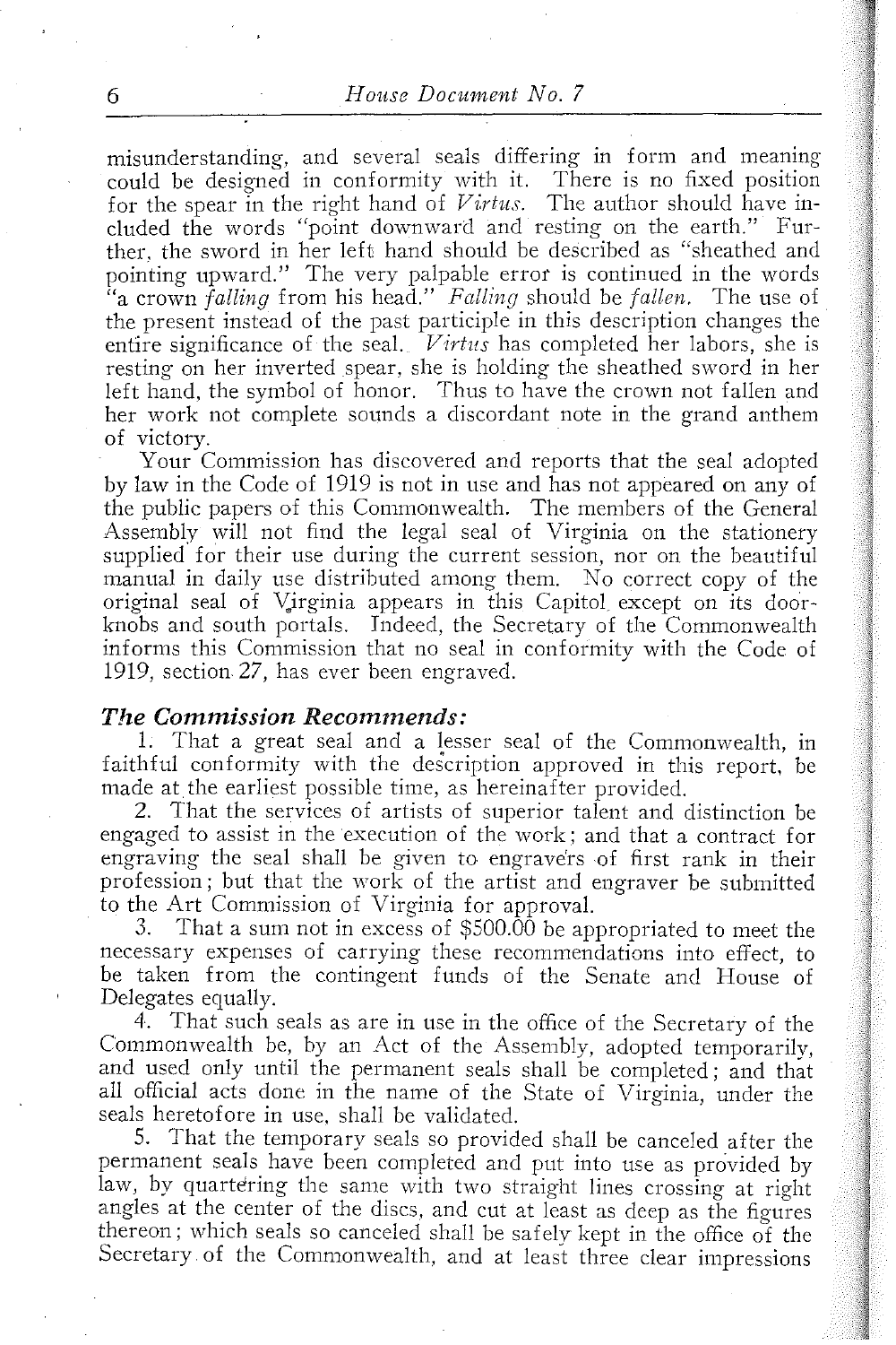misunderstanding, and several seals differing in form and meaning could be designed in conformity with it. There is no fixed position for the spear in the right hand of *Virtus*. The author should have included the words "point downward and resting on the earth." Further, the sword in her left hand should be described as "sheathed and pointing upward." The very palpable error is continued in the words "a crown *falling* from his head." *Falling* should be *fallen*. The use of the present instead of the past participle in this description changes the entire significance of the seal. *Virtus* has completed her labors, she is resting on her inverted spear, she is holding the sheathed sword in her left hand, the symbol of honor. Thus to have the crown not fallen and her work not complete sounds a discordant note in the grand anthem of victory.

Your Commission has discovered and reports that the seal adopted by law in the Code of 1919 is not in use and has not appeared on any of the public papers of this Commonwealth. The members of the General Assembly will not find the legal seal of Virginia on the stationery supplied for their use during the current session, nor on the beautiful manual in daily use distributed among them. No correct copy of the original seal of Virginia appears in this Capitol except on its doorknobs and south portals. Indeed, the Secretary of the Commonwealth informs this Commission that no seal in conformity with the Code of 1919, section 27, has ever been engraved.

### *The Commission Recommends:*

1. That a great seal and a lesser seal of the Commonwealth, in faithful conformity with the description approved in this report, be made at the earliest possible time, as hereinafter provided.

2. That the services of artists of superior talent and distinction be engaged to assist in the execution of the work; and that a contract for engraving the seal shall be given to engravers of first rank in their profession; but that the work of the artist and engraver be submitted to the Art Commission of Virginia for approval.

3. That a sum not in excess of $500.00 be appropriated to meet the necessary expenses of carrying these recommendations into effect, to be taken from the contingent funds of the Senate and House of Delegates equally.

4. That such seals as are in use in the office of the Secretary of the Commonwealth be, by an Act of the Assembly, adopted temporarily, and used only until the permanent seals shall be completed; and that all official acts done in the name of the State of Virginia, under the seals heretofore in use, shall be validated.

5. That the temporary seals so provided shall be canceled after the permanent seals have been completed and put into use as provided by law, by quartering the same with two straight lines crossing at right angles at the center of the discs, and cut at least as deep as the figures thereon; which seals so canceled shall be safely kept in the office of the Secretary of the Commonwealth, and at least three clear impressions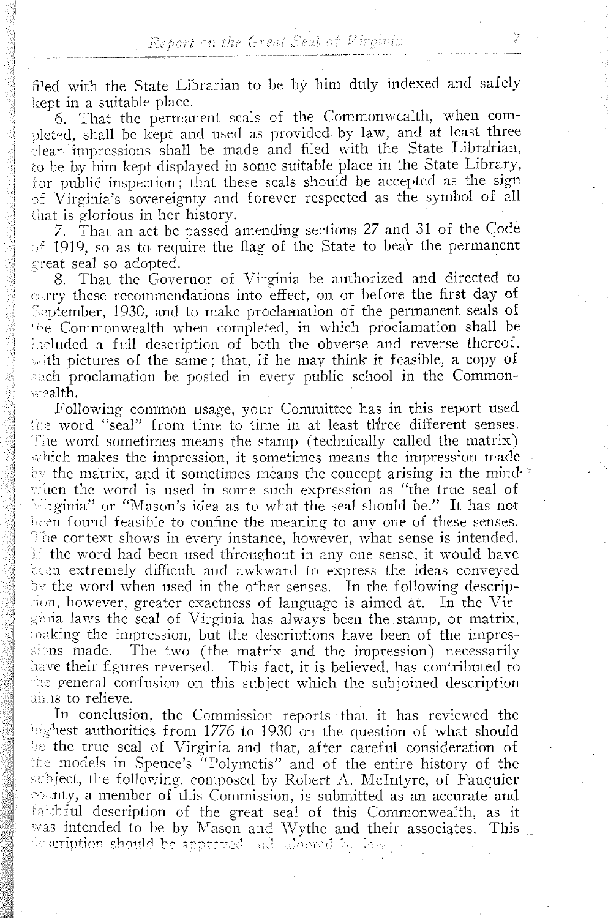filed with the State Librarian to be by him duly indexed and safely kept in a suitable place.

6. That the permanent seals of the Commonwealth, when completed, shall be kept and used as provided by law, and at least three clear impressions shall be made and filed with the State Librarian, to be by him kept displayed in some suitable place in the State Library, for public inspection; that these seals should be accepted as the sign of Virginia's sovereignty and forever respected as the symbol of all that is glorious in her history.

7. That an act be passed amending sections 27 and 31 of the Code of 1919, so as to require the flag of the State to bear the permanent great seal so adopted.

8. That the Governor of Virginia be authorized and directed to carry these recommendations into effect, on or before the first day of September, 1930, and to make proclamation of the permanent seals of the Commonwealth when completed, in which proclamation shall be included a full description of both the obverse and reverse thereof, with pictures of the same; that, if he may think it feasible, a copy of such proclamation be posted in every public school in the Commonwealth.

Following common usage, your Committee has in this report used the word "seal" from time to time in at least three different senses. The word sometimes means the stamp (technically called the matrix) which makes the impression, it sometimes means the impression made by the matrix, and it sometimes means the concept arising in the mind when the word is used in some such expression as "the true seal of Virginia" or "Mason's idea as to what the seal should be." It has not been found feasible to confine the meaning to any one of these senses. The context shows in every instance, however, what sense is intended. If the word had been used throughout in any one sense, it would have been extremely difficult and awkward to express the ideas conveyed by the word when used in the other senses. In the following description, however, greater exactness of language is aimed at. In the Virginia laws the seal of Virginia has always been the stamp, or matrix, making the impression, but the descriptions have been of the impressions made. The two (the matrix and the impression) necessarily have their figures reversed. This fact, it is believed, has contributed to the general confusion on this subject which the subjoined description aims to relieve.

In conclusion, the Commission reports that it has reviewed the highest authorities from 1776 to 1930 on the question of what should be the true seal of Virginia and that, after careful consideration of the models in Spence's "Polymetis" and of the entire history of the subject, the following, composed by Robert A. McIntyre, of Fauquier county, a member of this Commission, is submitted as an accurate and faithful description of the great seal of this Commonwealth, as it was intended to be by Mason and Wythe and their associates. This description should be approved and adopted by law.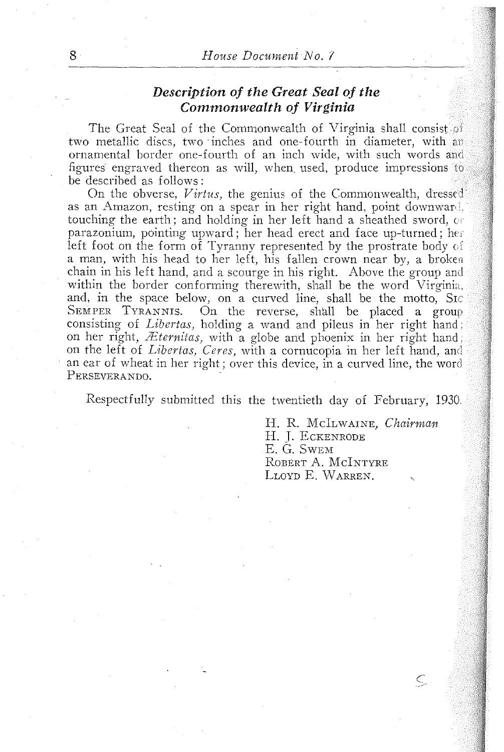## *Description of the Great Seal of the Commonwealth of Virginia*

The Great Seal of the Commonwealth of Virginia shall consist of two metallic discs, two inches and one-fourth in diameter, with an ornamental border one-fourth of an inch wide, with such words and figures engraved thereon as will, when used, produce impressions to be described as follows:

On the obverse, *Virtus,* the genius of the Commonwealth, dressed as an Amazon, resting on a spear in her right hand, point downward, touching the earth; and holding in her left hand a sheathed sword, or parazonium, pointing upward; her head erect and face up-turned; her left foot on the form of Tyranny represented by the prostrate body of a man, with his head to her left, his fallen crown near by, a broken chain in his left hand, and a scourge in his right. Above the group and within the border conforming therewith, shall be the word Virginia, and, in the space below, on a curved line, shall be the motto, SIC SEMPER TYRANNIS. On the reverse, shall be placed a group consisting of *Libertas,* holding a wand and pileus in her right hand; on her right, *Æternitas,* with a globe and phoenix in her right hand; on the left of *Libertas, Ceres,* with a cornucopia in her left hand, and an ear of wheat in her right; over this device, in a curved line, the word PERSEVERANDO.

Respectfully submitted this the twentieth day of February, 1930.

H. R. MCILWAINE, *Chairman*
H. J. ECKENRODE
E. G. SWEM
ROBERT A. MCINTYRE
LLOYD E. WARREN.